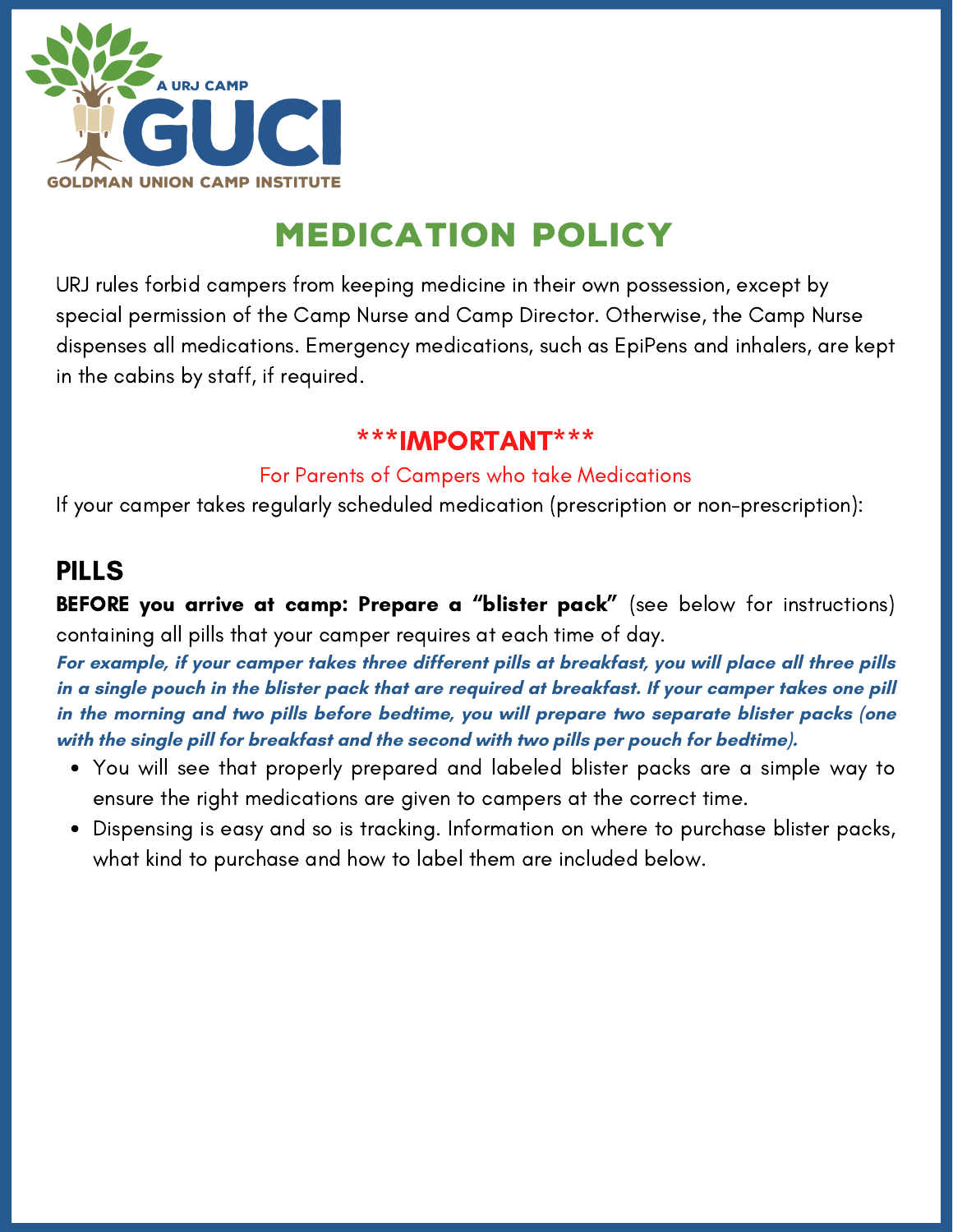A URJ CAMP

GUCI

GOLDMAN UNION CAMP INSTITUTE

# MEDICATION POLICY

URJ rules forbid campers from keeping medicine in their own possession, except by special permission of the Camp Nurse and Camp Director. Otherwise, the Camp Nurse dispenses all medications. Emergency medications, such as EpiPens and inhalers, are kept in the cabins by staff, if required.

## ***IMPORTANT***

For Parents of Campers who take Medications

If your camper takes regularly scheduled medication (prescription or non-prescription):

## PILLS

**BEFORE you arrive at camp: Prepare a "blister pack"** (see below for instructions) containing all pills that your camper requires at each time of day.

***For example, if your camper takes three different pills at breakfast, you will place all three pills in a single pouch in the blister pack that are required at breakfast. If your camper takes one pill in the morning and two pills before bedtime, you will prepare two separate blister packs (one with the single pill for breakfast and the second with two pills per pouch for bedtime).***

- You will see that properly prepared and labeled blister packs are a simple way to ensure the right medications are given to campers at the correct time.
- Dispensing is easy and so is tracking. Information on where to purchase blister packs, what kind to purchase and how to label them are included below.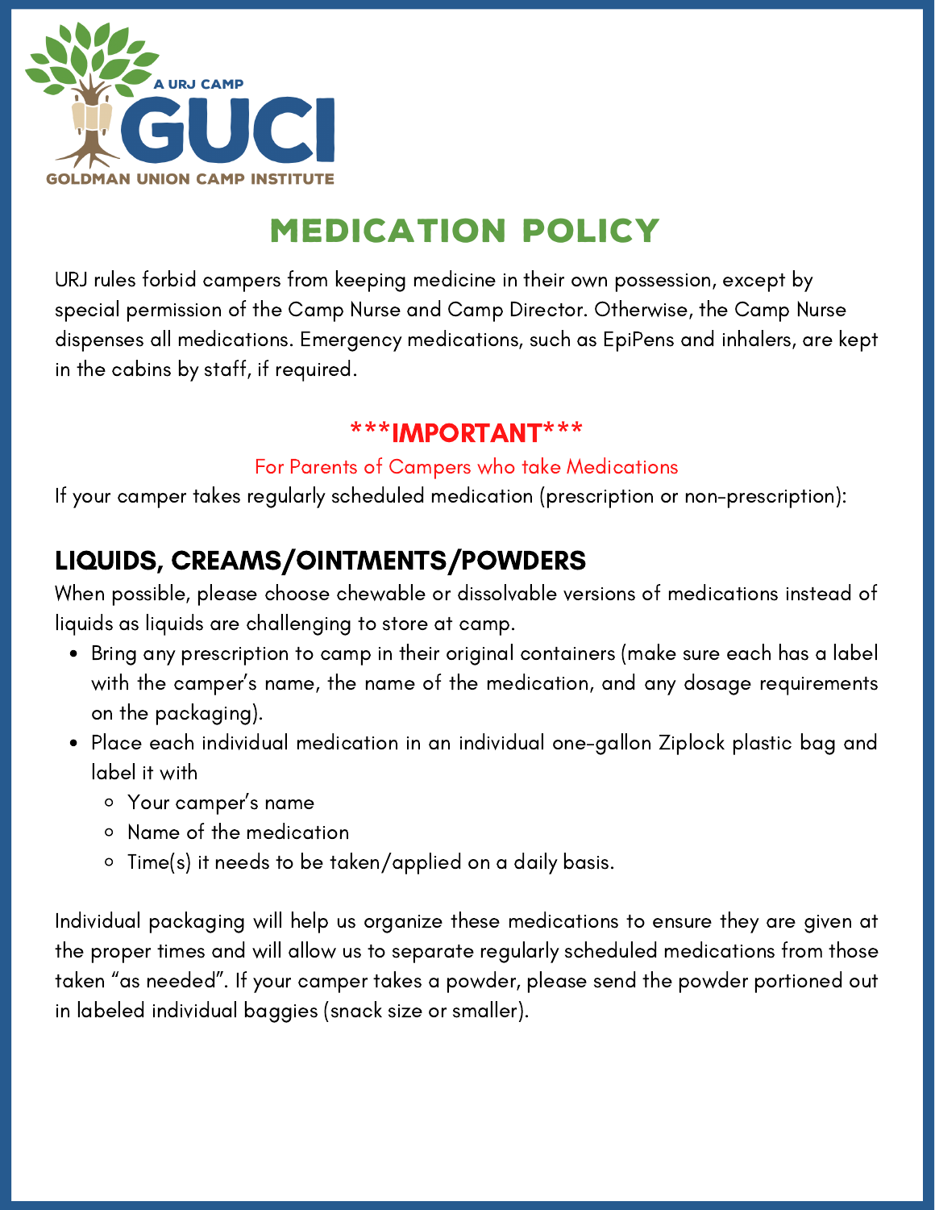A URJ CAMP

GUCI

GOLDMAN UNION CAMP INSTITUTE

# MEDICATION POLICY

URJ rules forbid campers from keeping medicine in their own possession, except by special permission of the Camp Nurse and Camp Director. Otherwise, the Camp Nurse dispenses all medications. Emergency medications, such as EpiPens and inhalers, are kept in the cabins by staff, if required.

**\*\*\*IMPORTANT\*\*\***

For Parents of Campers who take Medications

If your camper takes regularly scheduled medication (prescription or non-prescription):

## LIQUIDS, CREAMS/OINTMENTS/POWDERS

When possible, please choose chewable or dissolvable versions of medications instead of liquids as liquids are challenging to store at camp.

- Bring any prescription to camp in their original containers (make sure each has a label with the camper's name, the name of the medication, and any dosage requirements on the packaging).
- Place each individual medication in an individual one-gallon Ziplock plastic bag and label it with
  - Your camper's name
  - Name of the medication
  - Time(s) it needs to be taken/applied on a daily basis.

Individual packaging will help us organize these medications to ensure they are given at the proper times and will allow us to separate regularly scheduled medications from those taken "as needed". If your camper takes a powder, please send the powder portioned out in labeled individual baggies (snack size or smaller).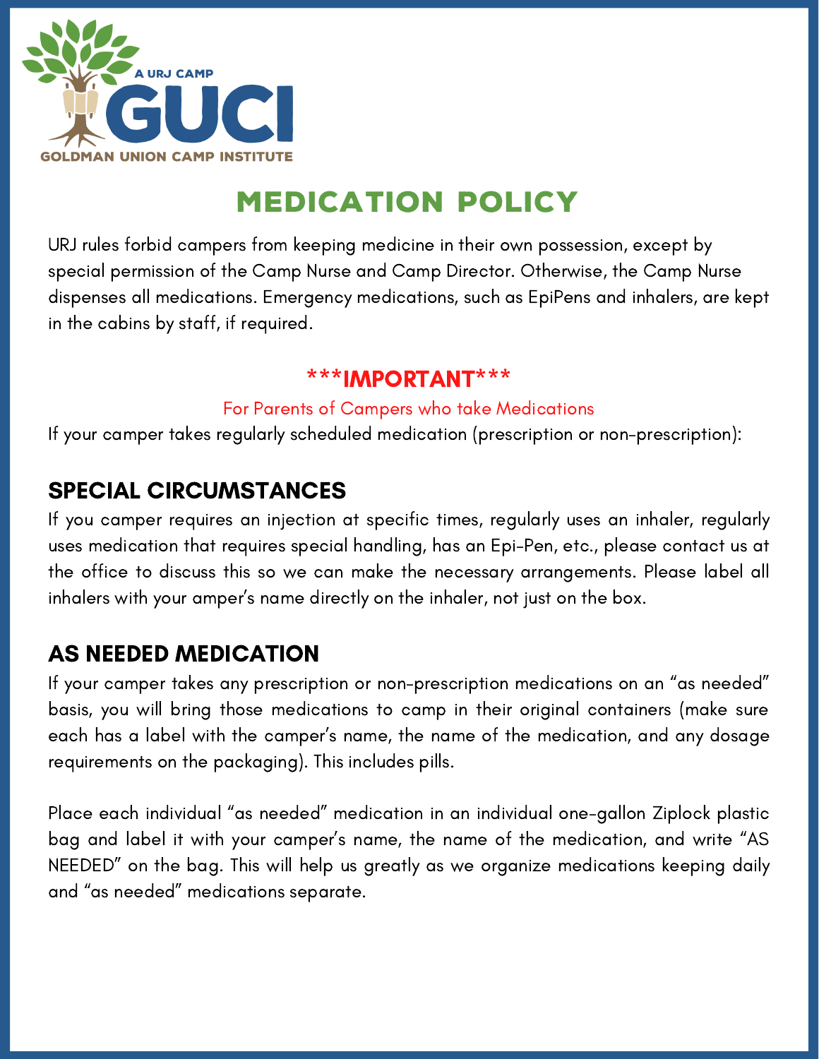A URJ CAMP

GUCI

GOLDMAN UNION CAMP INSTITUTE

# MEDICATION POLICY

URJ rules forbid campers from keeping medicine in their own possession, except by special permission of the Camp Nurse and Camp Director. Otherwise, the Camp Nurse dispenses all medications. Emergency medications, such as EpiPens and inhalers, are kept in the cabins by staff, if required.

**\*\*\*IMPORTANT\*\*\***

For Parents of Campers who take Medications

If your camper takes regularly scheduled medication (prescription or non-prescription):

## SPECIAL CIRCUMSTANCES

If you camper requires an injection at specific times, regularly uses an inhaler, regularly uses medication that requires special handling, has an Epi-Pen, etc., please contact us at the office to discuss this so we can make the necessary arrangements. Please label all inhalers with your amper's name directly on the inhaler, not just on the box.

## AS NEEDED MEDICATION

If your camper takes any prescription or non-prescription medications on an "as needed" basis, you will bring those medications to camp in their original containers (make sure each has a label with the camper's name, the name of the medication, and any dosage requirements on the packaging). This includes pills.

Place each individual "as needed" medication in an individual one-gallon Ziplock plastic bag and label it with your camper's name, the name of the medication, and write "AS NEEDED" on the bag. This will help us greatly as we organize medications keeping daily and "as needed" medications separate.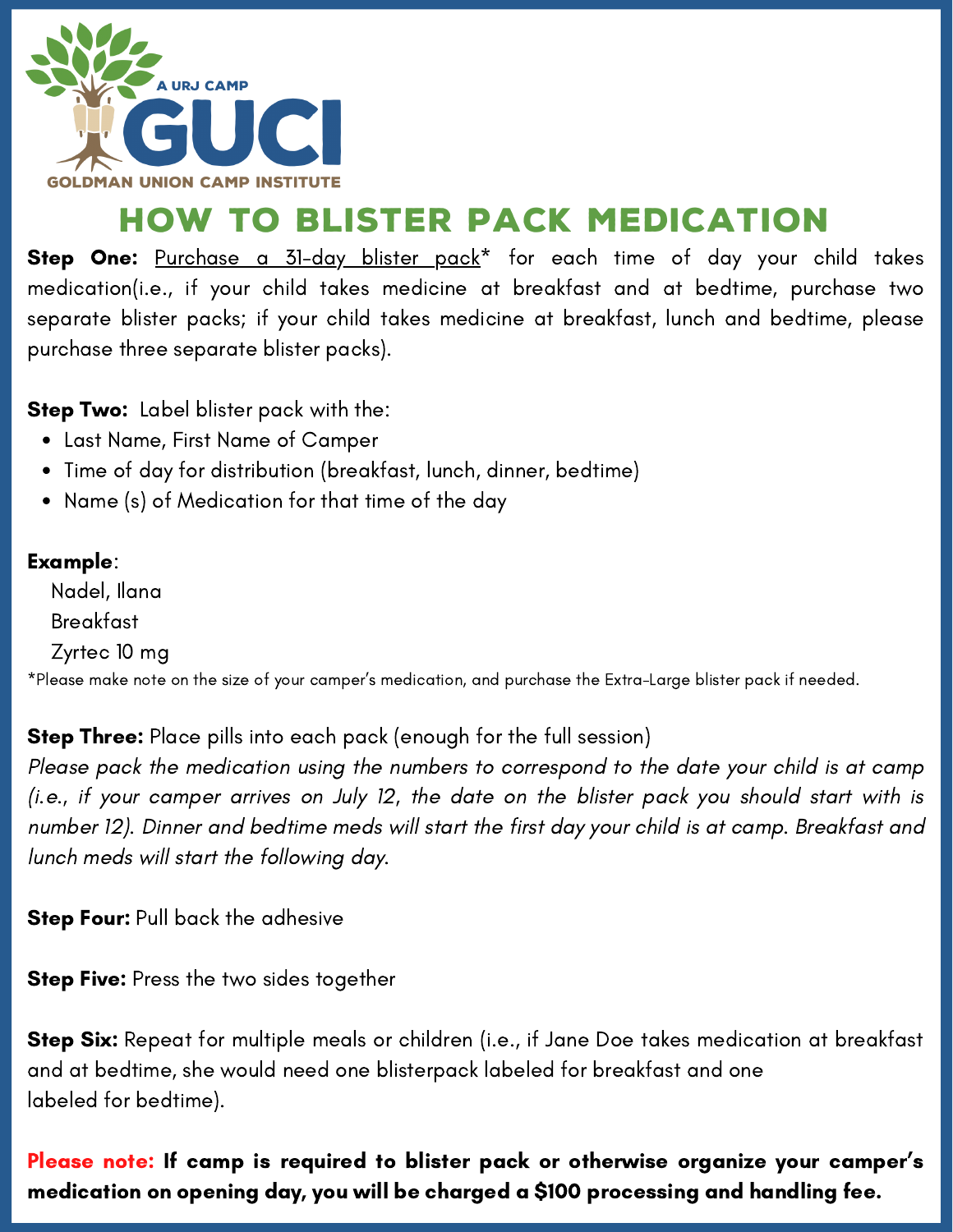A URJ CAMP

GUCI

GOLDMAN UNION CAMP INSTITUTE

# HOW TO BLISTER PACK MEDICATION

**Step One:** Purchase a 31-day blister pack* for each time of day your child takes medication(i.e., if your child takes medicine at breakfast and at bedtime, purchase two separate blister packs; if your child takes medicine at breakfast, lunch and bedtime, please purchase three separate blister packs).

**Step Two:** Label blister pack with the:

- Last Name, First Name of Camper
- Time of day for distribution (breakfast, lunch, dinner, bedtime)
- Name (s) of Medication for that time of the day

**Example**:

Nadel, Ilana
Breakfast
Zyrtec 10 mg

*Please make note on the size of your camper's medication, and purchase the Extra-Large blister pack if needed.

**Step Three:** Place pills into each pack (enough for the full session)
*Please pack the medication using the numbers to correspond to the date your child is at camp (i.e., if your camper arrives on July 12, the date on the blister pack you should start with is number 12). Dinner and bedtime meds will start the first day your child is at camp. Breakfast and lunch meds will start the following day.*

**Step Four:** Pull back the adhesive

**Step Five:** Press the two sides together

**Step Six:** Repeat for multiple meals or children (i.e., if Jane Doe takes medication at breakfast and at bedtime, she would need one blisterpack labeled for breakfast and one labeled for bedtime).

**Please note: If camp is required to blister pack or otherwise organize your camper's medication on opening day, you will be charged a $100 processing and handling fee.**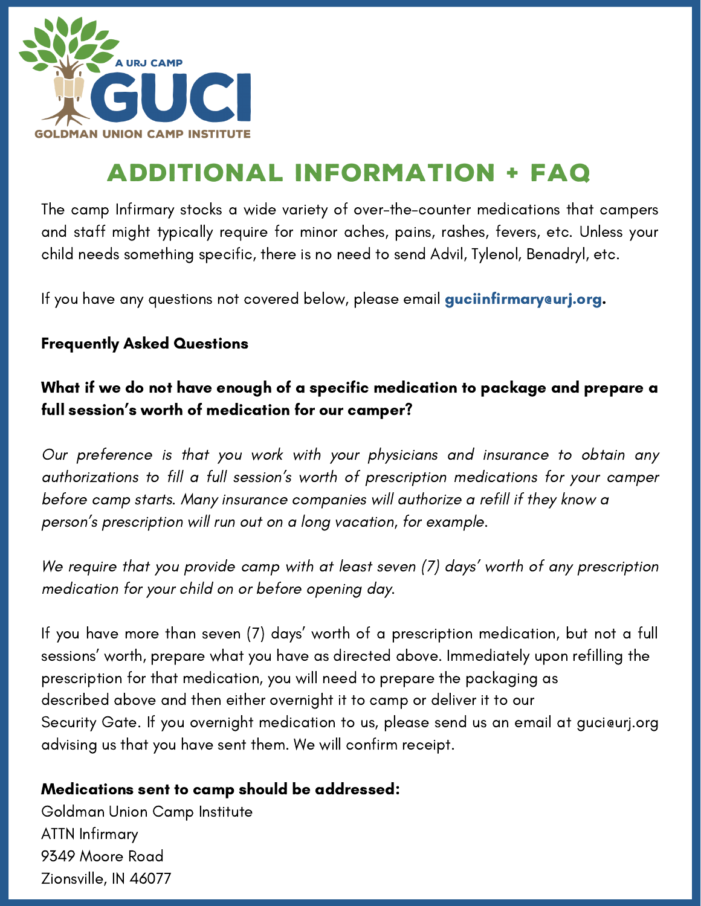A URJ CAMP

GUCI

GOLDMAN UNION CAMP INSTITUTE

# ADDITIONAL INFORMATION + FAQ

The camp Infirmary stocks a wide variety of over-the-counter medications that campers and staff might typically require for minor aches, pains, rashes, fevers, etc. Unless your child needs something specific, there is no need to send Advil, Tylenol, Benadryl, etc.

If you have any questions not covered below, please email **guciinfirmary@urj.org**.

**Frequently Asked Questions**

**What if we do not have enough of a specific medication to package and prepare a full session's worth of medication for our camper?**

*Our preference is that you work with your physicians and insurance to obtain any authorizations to fill a full session's worth of prescription medications for your camper before camp starts. Many insurance companies will authorize a refill if they know a person's prescription will run out on a long vacation, for example.*

*We require that you provide camp with at least seven (7) days' worth of any prescription medication for your child on or before opening day.*

If you have more than seven (7) days' worth of a prescription medication, but not a full sessions' worth, prepare what you have as directed above. Immediately upon refilling the prescription for that medication, you will need to prepare the packaging as described above and then either overnight it to camp or deliver it to our Security Gate. If you overnight medication to us, please send us an email at guci@urj.org advising us that you have sent them. We will confirm receipt.

**Medications sent to camp should be addressed:**
Goldman Union Camp Institute
ATTN Infirmary
9349 Moore Road
Zionsville, IN 46077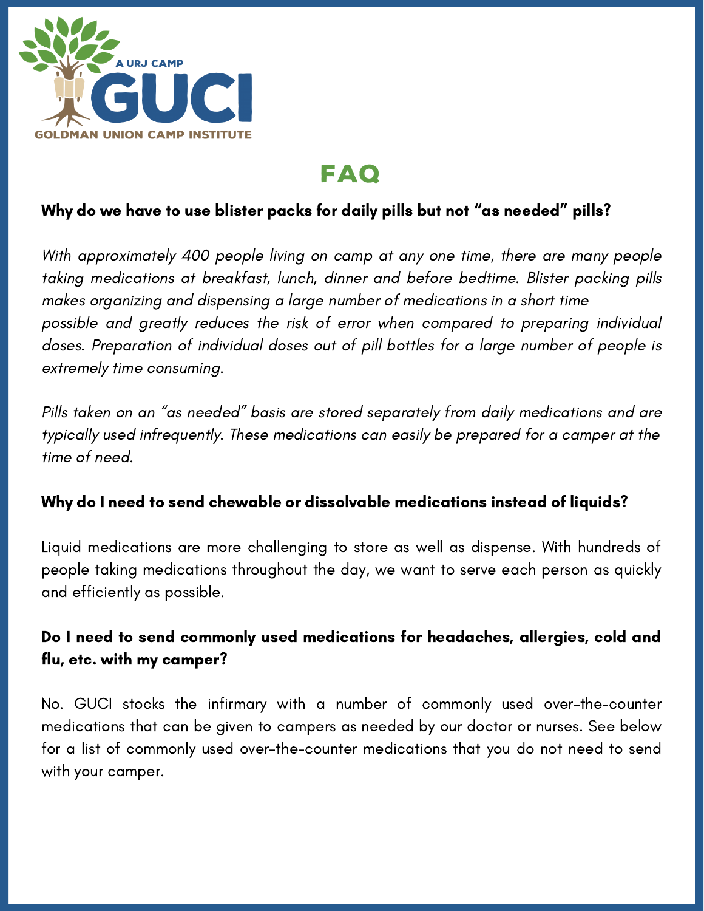A URJ CAMP

GUCI

GOLDMAN UNION CAMP INSTITUTE

# FAQ

**Why do we have to use blister packs for daily pills but not "as needed" pills?**

*With approximately 400 people living on camp at any one time, there are many people taking medications at breakfast, lunch, dinner and before bedtime. Blister packing pills makes organizing and dispensing a large number of medications in a short time possible and greatly reduces the risk of error when compared to preparing individual doses. Preparation of individual doses out of pill bottles for a large number of people is extremely time consuming.*

*Pills taken on an "as needed" basis are stored separately from daily medications and are typically used infrequently. These medications can easily be prepared for a camper at the time of need.*

**Why do I need to send chewable or dissolvable medications instead of liquids?**

Liquid medications are more challenging to store as well as dispense. With hundreds of people taking medications throughout the day, we want to serve each person as quickly and efficiently as possible.

**Do I need to send commonly used medications for headaches, allergies, cold and flu, etc. with my camper?**

No. GUCI stocks the infirmary with a number of commonly used over-the-counter medications that can be given to campers as needed by our doctor or nurses. See below for a list of commonly used over-the-counter medications that you do not need to send with your camper.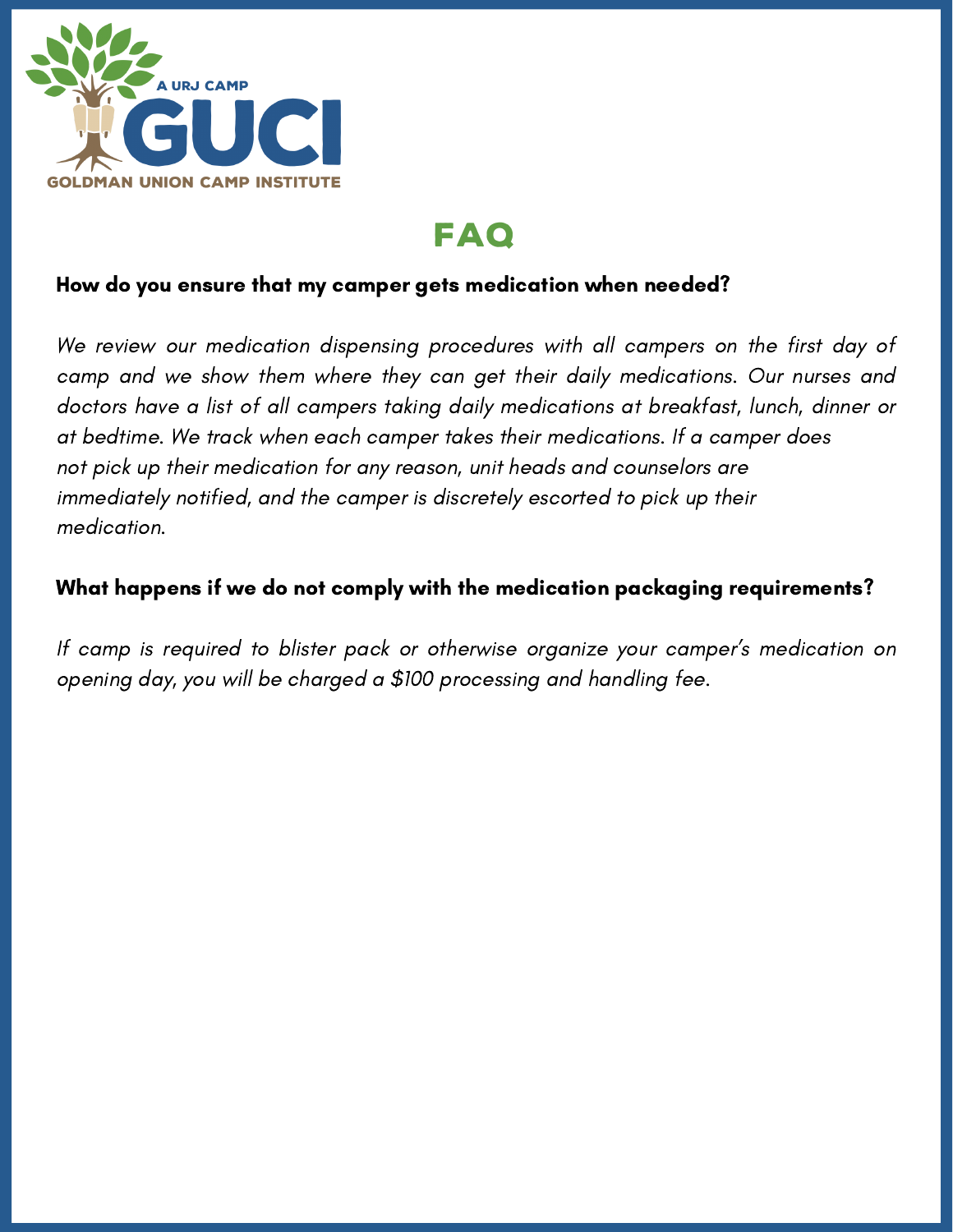A URJ CAMP

GUCI

GOLDMAN UNION CAMP INSTITUTE

# FAQ

**How do you ensure that my camper gets medication when needed?**

*We review our medication dispensing procedures with all campers on the first day of camp and we show them where they can get their daily medications. Our nurses and doctors have a list of all campers taking daily medications at breakfast, lunch, dinner or at bedtime. We track when each camper takes their medications. If a camper does not pick up their medication for any reason, unit heads and counselors are immediately notified, and the camper is discretely escorted to pick up their medication.*

**What happens if we do not comply with the medication packaging requirements?**

*If camp is required to blister pack or otherwise organize your camper's medication on opening day, you will be charged a $100 processing and handling fee.*